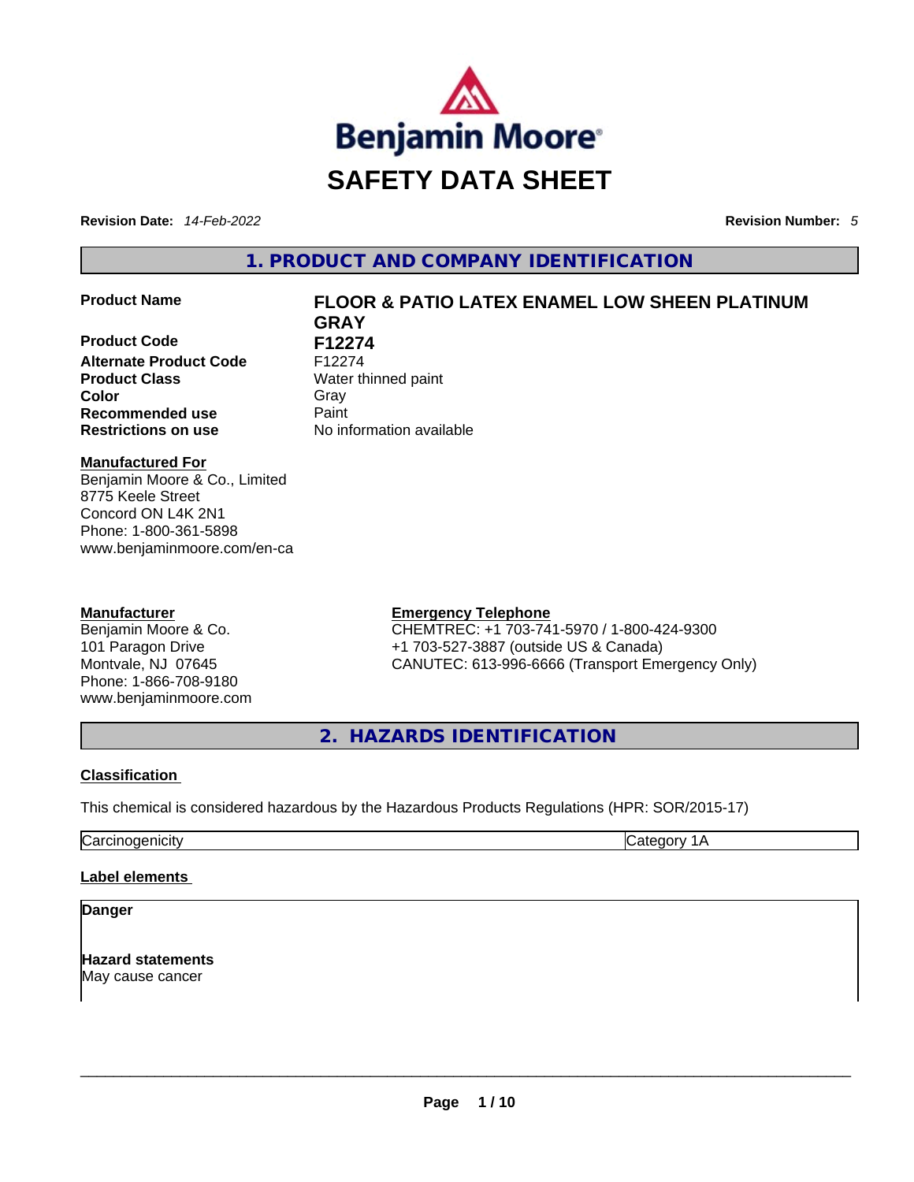# SAFETY DATA SHEET

**Revision Date:** *14-Feb-2022* **Revision Number:** *5*

## 1. PRODUCT AND COMPANY IDENTIFICATION

| | |
|---|---|
| **Product Name** | **FLOOR & PATIO LATEX ENAMEL LOW SHEEN PLATINUM GRAY** |
| **Product Code** | **F12274** |
| **Alternate Product Code** | F12274 |
| **Product Class** | Water thinned paint |
| **Color** | Gray |
| **Recommended use** | Paint |
| **Restrictions on use** | No information available |

**Manufactured For**
Benjamin Moore & Co., Limited
8775 Keele Street
Concord ON L4K 2N1
Phone: 1-800-361-5898
www.benjaminmoore.com/en-ca

**Manufacturer**
Benjamin Moore & Co.
101 Paragon Drive
Montvale, NJ 07645
Phone: 1-866-708-9180
www.benjaminmoore.com

**Emergency Telephone**
CHEMTREC: +1 703-741-5970 / 1-800-424-9300
+1 703-527-3887 (outside US & Canada)
CANUTEC: 613-996-6666 (Transport Emergency Only)

## 2. HAZARDS IDENTIFICATION

**Classification**

This chemical is considered hazardous by the Hazardous Products Regulations (HPR: SOR/2015-17)

| | |
|---|---|
| Carcinogenicity | Category 1A |

**Label elements**

**Danger**

**Hazard statements**
May cause cancer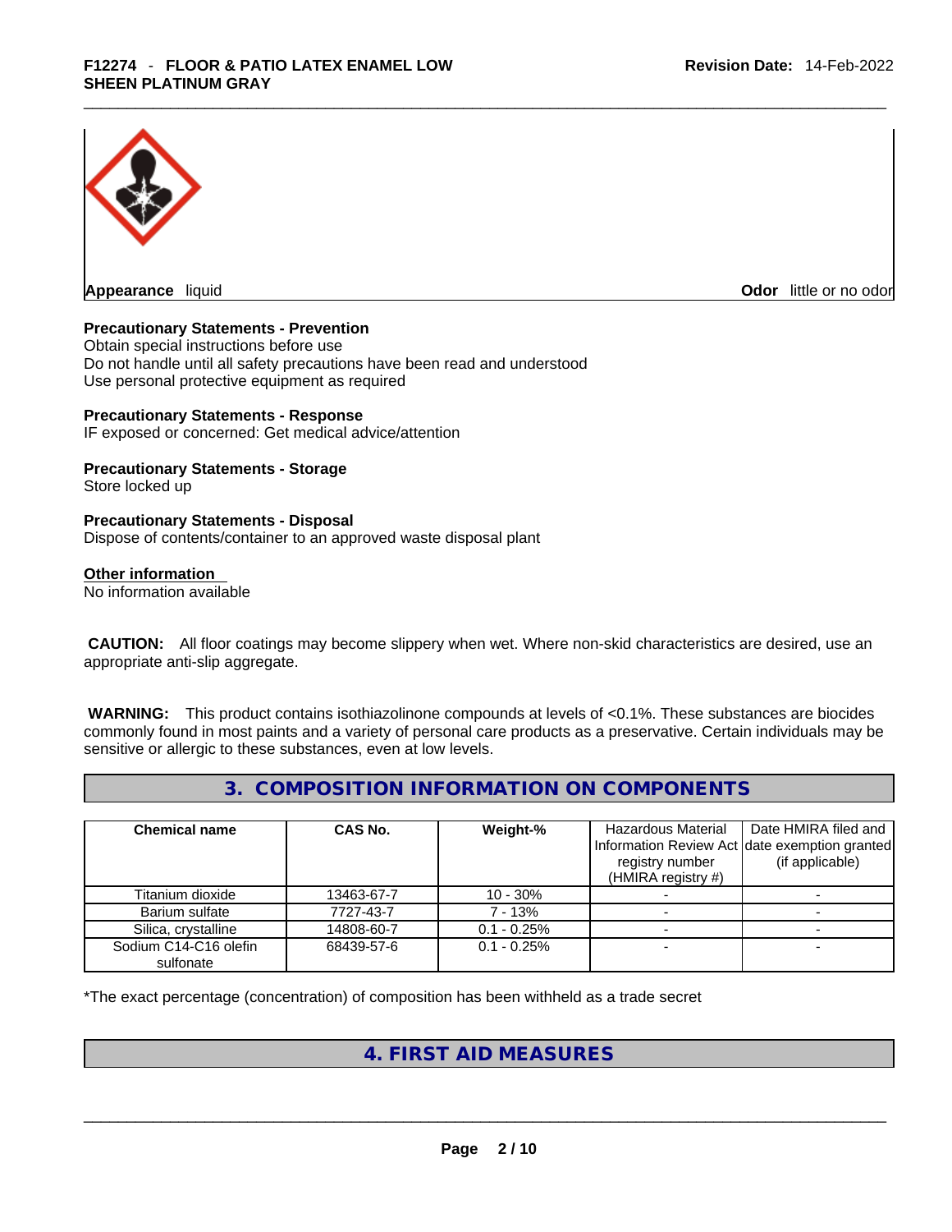**Appearance** liquid **Odor** little or no odor

**Precautionary Statements - Prevention**
Obtain special instructions before use
Do not handle until all safety precautions have been read and understood
Use personal protective equipment as required

**Precautionary Statements - Response**
IF exposed or concerned: Get medical advice/attention

**Precautionary Statements - Storage**
Store locked up

**Precautionary Statements - Disposal**
Dispose of contents/container to an approved waste disposal plant

**Other information**
No information available

**CAUTION:** All floor coatings may become slippery when wet. Where non-skid characteristics are desired, use an appropriate anti-slip aggregate.

**WARNING:** This product contains isothiazolinone compounds at levels of <0.1%. These substances are biocides commonly found in most paints and a variety of personal care products as a preservative. Certain individuals may be sensitive or allergic to these substances, even at low levels.

## 3. COMPOSITION INFORMATION ON COMPONENTS

| Chemical name | CAS No. | Weight-% | Hazardous Material Information Review Act registry number (HMIRA registry #) | Date HMIRA filed and date exemption granted (if applicable) |
|---|---|---|---|---|
| Titanium dioxide | 13463-67-7 | 10 - 30% | - | - |
| Barium sulfate | 7727-43-7 | 7 - 13% | - | - |
| Silica, crystalline | 14808-60-7 | 0.1 - 0.25% | - | - |
| Sodium C14-C16 olefin sulfonate | 68439-57-6 | 0.1 - 0.25% | - | - |

*The exact percentage (concentration) of composition has been withheld as a trade secret

## 4. FIRST AID MEASURES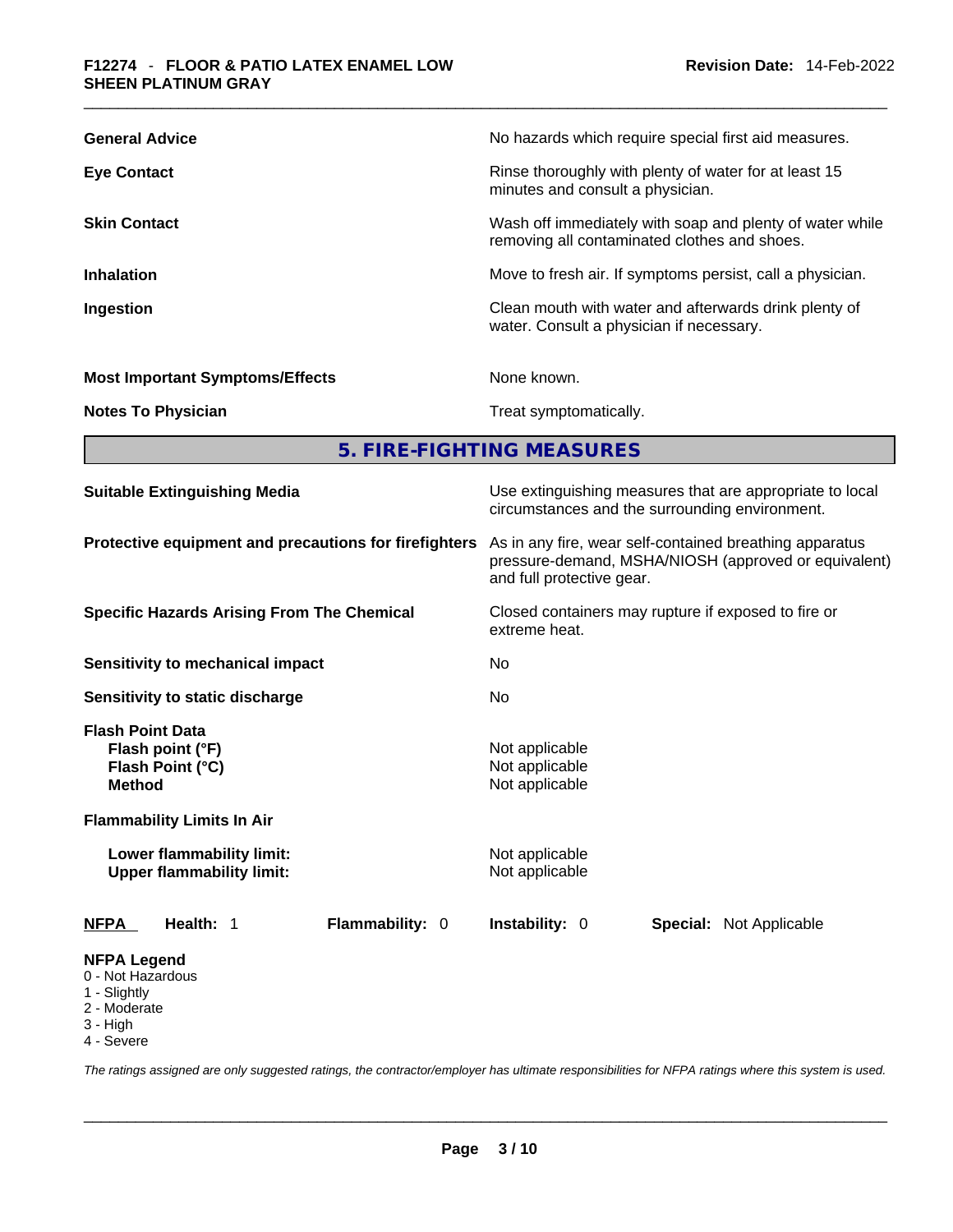| | |
|---|---|
| **General Advice** | No hazards which require special first aid measures. |
| **Eye Contact** | Rinse thoroughly with plenty of water for at least 15 minutes and consult a physician. |
| **Skin Contact** | Wash off immediately with soap and plenty of water while removing all contaminated clothes and shoes. |
| **Inhalation** | Move to fresh air. If symptoms persist, call a physician. |
| **Ingestion** | Clean mouth with water and afterwards drink plenty of water. Consult a physician if necessary. |
| **Most Important Symptoms/Effects** | None known. |
| **Notes To Physician** | Treat symptomatically. |

## 5. FIRE-FIGHTING MEASURES

| | |
|---|---|
| **Suitable Extinguishing Media** | Use extinguishing measures that are appropriate to local circumstances and the surrounding environment. |
| **Protective equipment and precautions for firefighters** | As in any fire, wear self-contained breathing apparatus pressure-demand, MSHA/NIOSH (approved or equivalent) and full protective gear. |
| **Specific Hazards Arising From The Chemical** | Closed containers may rupture if exposed to fire or extreme heat. |
| **Sensitivity to mechanical impact** | No |
| **Sensitivity to static discharge** | No |

**Flash Point Data**

| | |
|---|---|
| **Flash point (°F)** | Not applicable |
| **Flash Point (°C)** | Not applicable |
| **Method** | Not applicable |

**Flammability Limits In Air**

| | |
|---|---|
| **Lower flammability limit:** | Not applicable |
| **Upper flammability limit:** | Not applicable |

| **NFPA** | **Health:** 1 | **Flammability:** 0 | **Instability:** 0 | **Special:** Not Applicable |
|---|---|---|---|---|

**NFPA Legend**
- 0 - Not Hazardous
- 1 - Slightly
- 2 - Moderate
- 3 - High
- 4 - Severe

*The ratings assigned are only suggested ratings, the contractor/employer has ultimate responsibilities for NFPA ratings where this system is used.*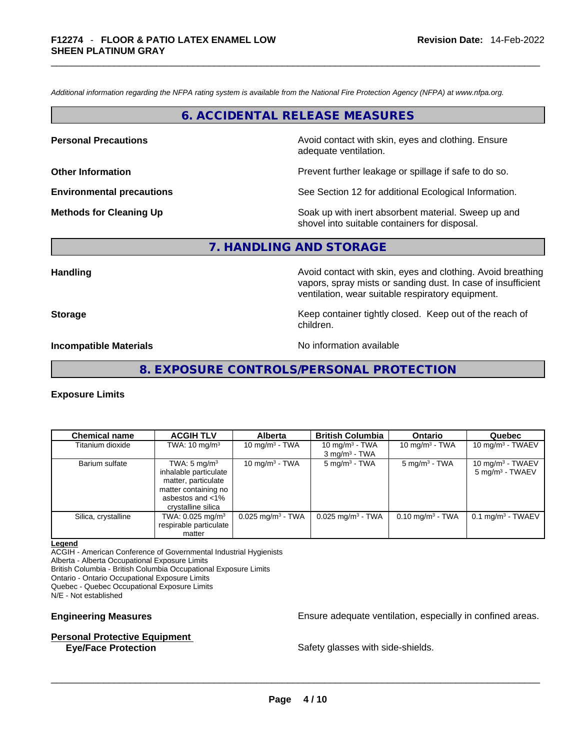*Additional information regarding the NFPA rating system is available from the National Fire Protection Agency (NFPA) at www.nfpa.org.*

## 6. ACCIDENTAL RELEASE MEASURES

**Personal Precautions** — Avoid contact with skin, eyes and clothing. Ensure adequate ventilation.

**Other Information** — Prevent further leakage or spillage if safe to do so.

**Environmental precautions** — See Section 12 for additional Ecological Information.

**Methods for Cleaning Up** — Soak up with inert absorbent material. Sweep up and shovel into suitable containers for disposal.

## 7. HANDLING AND STORAGE

**Handling** — Avoid contact with skin, eyes and clothing. Avoid breathing vapors, spray mists or sanding dust. In case of insufficient ventilation, wear suitable respiratory equipment.

**Storage** — Keep container tightly closed. Keep out of the reach of children.

**Incompatible Materials** — No information available

## 8. EXPOSURE CONTROLS/PERSONAL PROTECTION

### Exposure Limits

| Chemical name | ACGIH TLV | Alberta | British Columbia | Ontario | Quebec |
|---|---|---|---|---|---|
| Titanium dioxide | TWA: 10 mg/m³ | 10 mg/m³ - TWA | 10 mg/m³ - TWA<br>3 mg/m³ - TWA | 10 mg/m³ - TWA | 10 mg/m³ - TWAEV |
| Barium sulfate | TWA: 5 mg/m³ inhalable particulate matter, particulate matter containing no asbestos and <1% crystalline silica | 10 mg/m³ - TWA | 5 mg/m³ - TWA | 5 mg/m³ - TWA | 10 mg/m³ - TWAEV<br>5 mg/m³ - TWAEV |
| Silica, crystalline | TWA: 0.025 mg/m³ respirable particulate matter | 0.025 mg/m³ - TWA | 0.025 mg/m³ - TWA | 0.10 mg/m³ - TWA | 0.1 mg/m³ - TWAEV |

**Legend**
ACGIH - American Conference of Governmental Industrial Hygienists
Alberta - Alberta Occupational Exposure Limits
British Columbia - British Columbia Occupational Exposure Limits
Ontario - Ontario Occupational Exposure Limits
Quebec - Quebec Occupational Exposure Limits
N/E - Not established

**Engineering Measures** — Ensure adequate ventilation, especially in confined areas.

**Personal Protective Equipment**

**Eye/Face Protection** — Safety glasses with side-shields.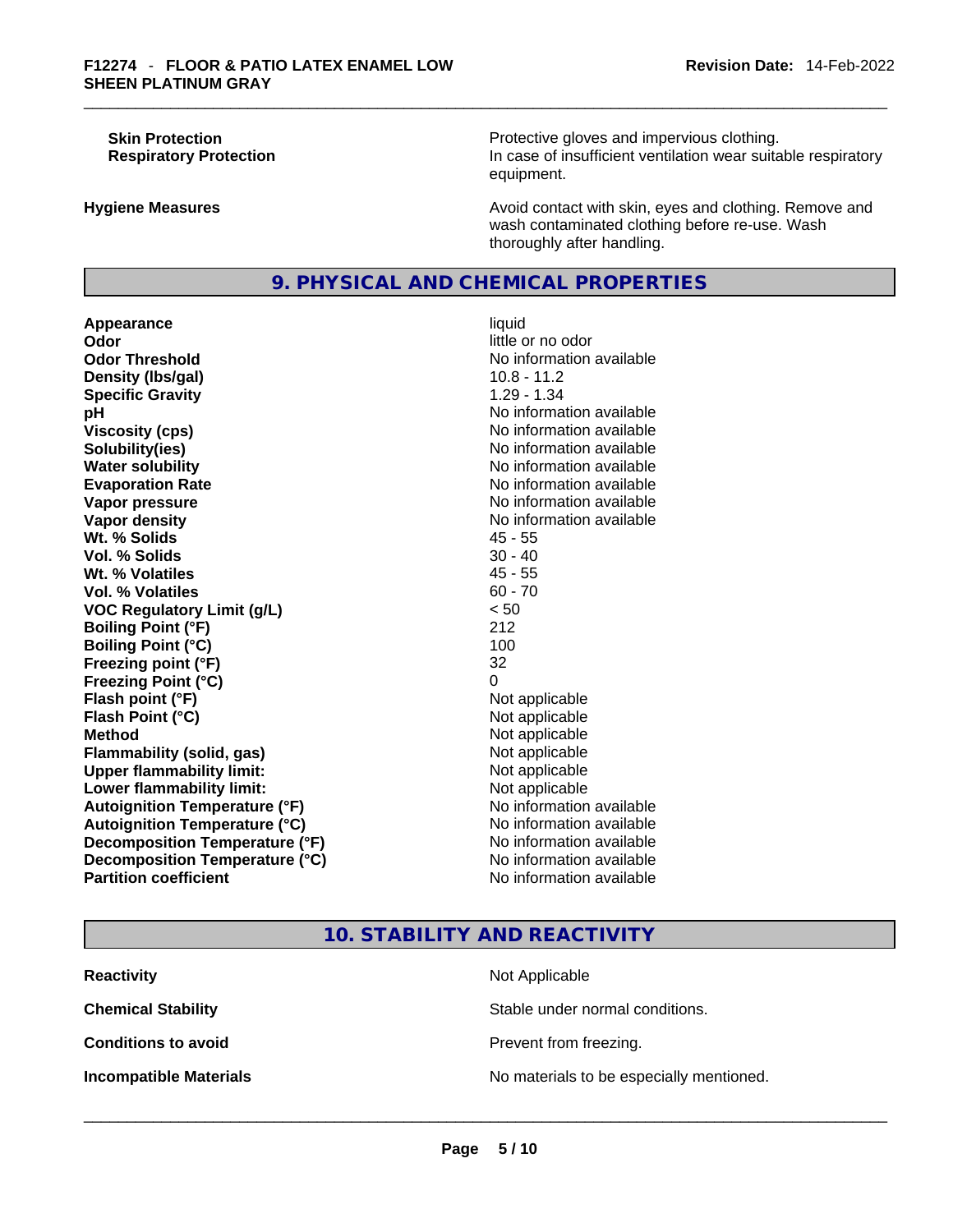| | |
|---|---|
| **Skin Protection** | Protective gloves and impervious clothing. |
| **Respiratory Protection** | In case of insufficient ventilation wear suitable respiratory equipment. |
| **Hygiene Measures** | Avoid contact with skin, eyes and clothing. Remove and wash contaminated clothing before re-use. Wash thoroughly after handling. |

## 9. PHYSICAL AND CHEMICAL PROPERTIES

| | |
|---|---|
| **Appearance** | liquid |
| **Odor** | little or no odor |
| **Odor Threshold** | No information available |
| **Density (lbs/gal)** | 10.8 - 11.2 |
| **Specific Gravity** | 1.29 - 1.34 |
| **pH** | No information available |
| **Viscosity (cps)** | No information available |
| **Solubility(ies)** | No information available |
| **Water solubility** | No information available |
| **Evaporation Rate** | No information available |
| **Vapor pressure** | No information available |
| **Vapor density** | No information available |
| **Wt. % Solids** | 45 - 55 |
| **Vol. % Solids** | 30 - 40 |
| **Wt. % Volatiles** | 45 - 55 |
| **Vol. % Volatiles** | 60 - 70 |
| **VOC Regulatory Limit (g/L)** | < 50 |
| **Boiling Point (°F)** | 212 |
| **Boiling Point (°C)** | 100 |
| **Freezing point (°F)** | 32 |
| **Freezing Point (°C)** | 0 |
| **Flash point (°F)** | Not applicable |
| **Flash Point (°C)** | Not applicable |
| **Method** | Not applicable |
| **Flammability (solid, gas)** | Not applicable |
| **Upper flammability limit:** | Not applicable |
| **Lower flammability limit:** | Not applicable |
| **Autoignition Temperature (°F)** | No information available |
| **Autoignition Temperature (°C)** | No information available |
| **Decomposition Temperature (°F)** | No information available |
| **Decomposition Temperature (°C)** | No information available |
| **Partition coefficient** | No information available |

## 10. STABILITY AND REACTIVITY

| | |
|---|---|
| **Reactivity** | Not Applicable |
| **Chemical Stability** | Stable under normal conditions. |
| **Conditions to avoid** | Prevent from freezing. |
| **Incompatible Materials** | No materials to be especially mentioned. |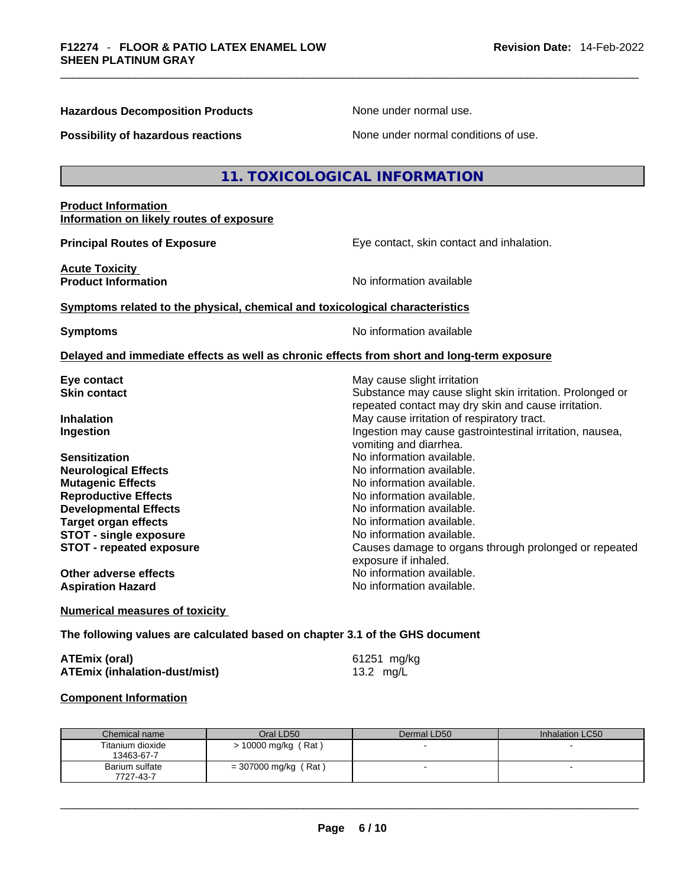**Hazardous Decomposition Products** None under normal use.

**Possibility of hazardous reactions** None under normal conditions of use.

## 11. TOXICOLOGICAL INFORMATION

**Product Information**
**Information on likely routes of exposure**

**Principal Routes of Exposure** Eye contact, skin contact and inhalation.

**Acute Toxicity**
**Product Information** No information available

**Symptoms related to the physical, chemical and toxicological characteristics**

**Symptoms** No information available

**Delayed and immediate effects as well as chronic effects from short and long-term exposure**

**Eye contact** May cause slight irritation
**Skin contact** Substance may cause slight skin irritation. Prolonged or repeated contact may dry skin and cause irritation.
**Inhalation** May cause irritation of respiratory tract.
**Ingestion** Ingestion may cause gastrointestinal irritation, nausea, vomiting and diarrhea.
**Sensitization** No information available.
**Neurological Effects** No information available.
**Mutagenic Effects** No information available.
**Reproductive Effects** No information available.
**Developmental Effects** No information available.
**Target organ effects** No information available.
**STOT - single exposure** No information available.
**STOT - repeated exposure** Causes damage to organs through prolonged or repeated exposure if inhaled.
**Other adverse effects** No information available.
**Aspiration Hazard** No information available.

**Numerical measures of toxicity**

**The following values are calculated based on chapter 3.1 of the GHS document**

**ATEmix (oral)** 61251 mg/kg
**ATEmix (inhalation-dust/mist)** 13.2 mg/L

**Component Information**

| Chemical name | Oral LD50 | Dermal LD50 | Inhalation LC50 |
|---|---|---|---|
| Titanium dioxide 13463-67-7 | > 10000 mg/kg ( Rat ) | - | - |
| Barium sulfate 7727-43-7 | = 307000 mg/kg ( Rat ) | - | - |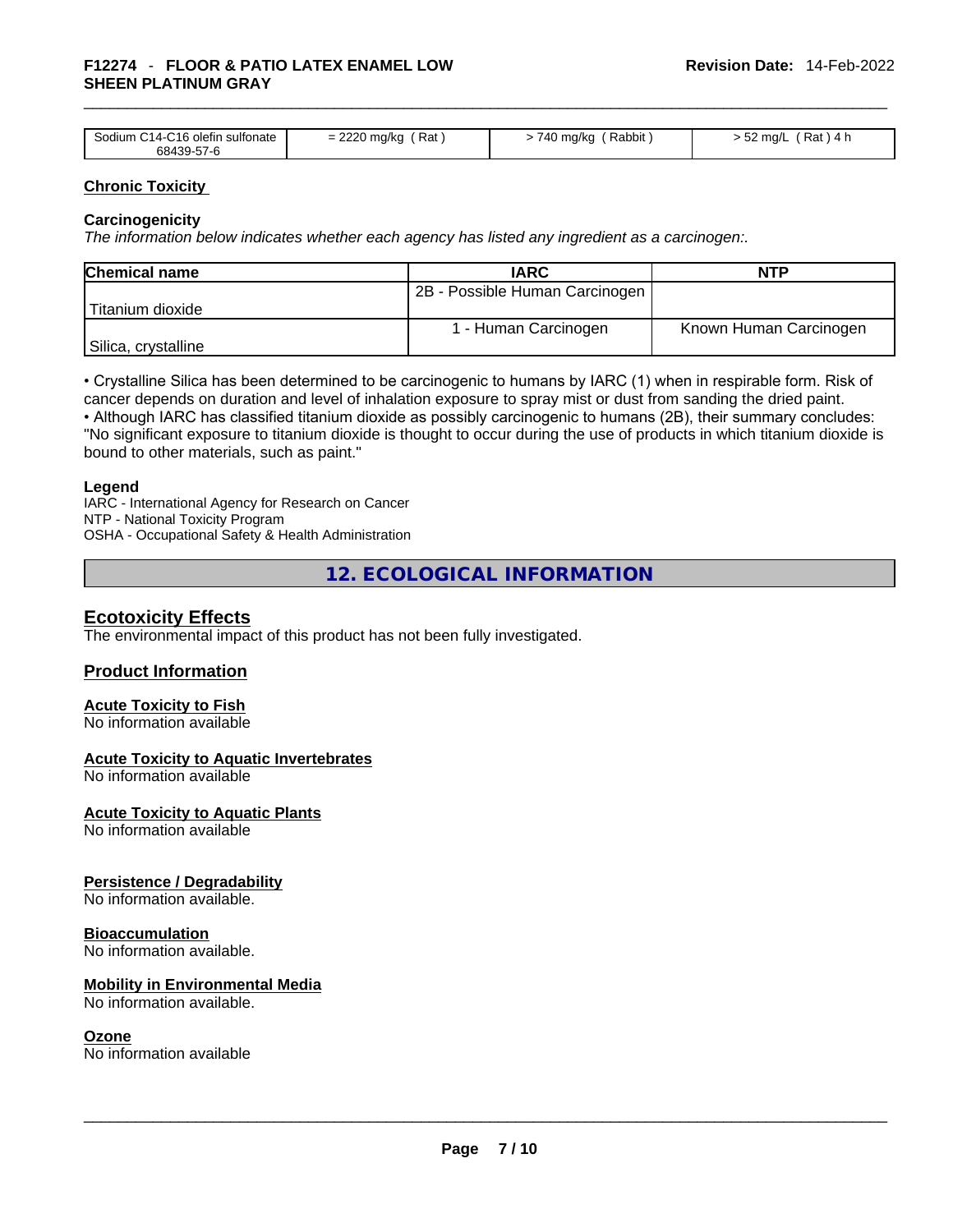| Sodium C14-C16 olefin sulfonate 68439-57-6 | = 2220 mg/kg ( Rat ) | > 740 mg/kg ( Rabbit ) | > 52 mg/L ( Rat ) 4 h |
|---|---|---|---|

**Chronic Toxicity**

**Carcinogenicity**

*The information below indicates whether each agency has listed any ingredient as a carcinogen:.*

| Chemical name | IARC | NTP |
|---|---|---|
| Titanium dioxide | 2B - Possible Human Carcinogen | |
| Silica, crystalline | 1 - Human Carcinogen | Known Human Carcinogen |

• Crystalline Silica has been determined to be carcinogenic to humans by IARC (1) when in respirable form. Risk of cancer depends on duration and level of inhalation exposure to spray mist or dust from sanding the dried paint.
• Although IARC has classified titanium dioxide as possibly carcinogenic to humans (2B), their summary concludes: "No significant exposure to titanium dioxide is thought to occur during the use of products in which titanium dioxide is bound to other materials, such as paint."

**Legend**

IARC - International Agency for Research on Cancer
NTP - National Toxicity Program
OSHA - Occupational Safety & Health Administration

## 12. ECOLOGICAL INFORMATION

### Ecotoxicity Effects

The environmental impact of this product has not been fully investigated.

### Product Information

**Acute Toxicity to Fish**

No information available

**Acute Toxicity to Aquatic Invertebrates**

No information available

**Acute Toxicity to Aquatic Plants**

No information available

**Persistence / Degradability**

No information available.

**Bioaccumulation**

No information available.

**Mobility in Environmental Media**

No information available.

**Ozone**

No information available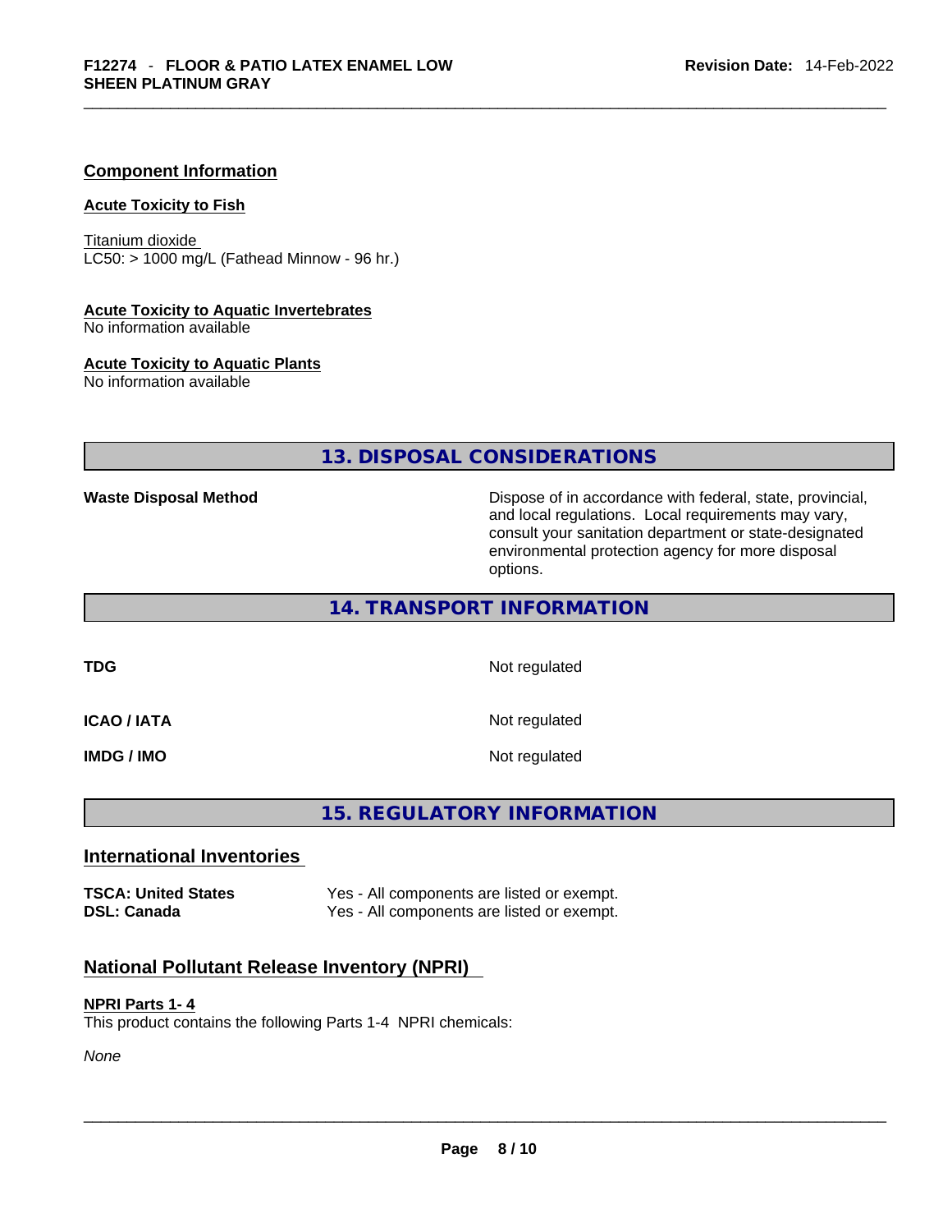### Component Information

#### Acute Toxicity to Fish

Titanium dioxide
LC50: > 1000 mg/L (Fathead Minnow - 96 hr.)

#### Acute Toxicity to Aquatic Invertebrates

No information available

#### Acute Toxicity to Aquatic Plants

No information available

## 13. DISPOSAL CONSIDERATIONS

| | |
|---|---|
| **Waste Disposal Method** | Dispose of in accordance with federal, state, provincial, and local regulations. Local requirements may vary, consult your sanitation department or state-designated environmental protection agency for more disposal options. |

## 14. TRANSPORT INFORMATION

| | |
|---|---|
| **TDG** | Not regulated |
| **ICAO / IATA** | Not regulated |
| **IMDG / IMO** | Not regulated |

## 15. REGULATORY INFORMATION

### International Inventories

| | |
|---|---|
| **TSCA: United States** | Yes - All components are listed or exempt. |
| **DSL: Canada** | Yes - All components are listed or exempt. |

### National Pollutant Release Inventory (NPRI)

#### NPRI Parts 1- 4

This product contains the following Parts 1-4 NPRI chemicals:

*None*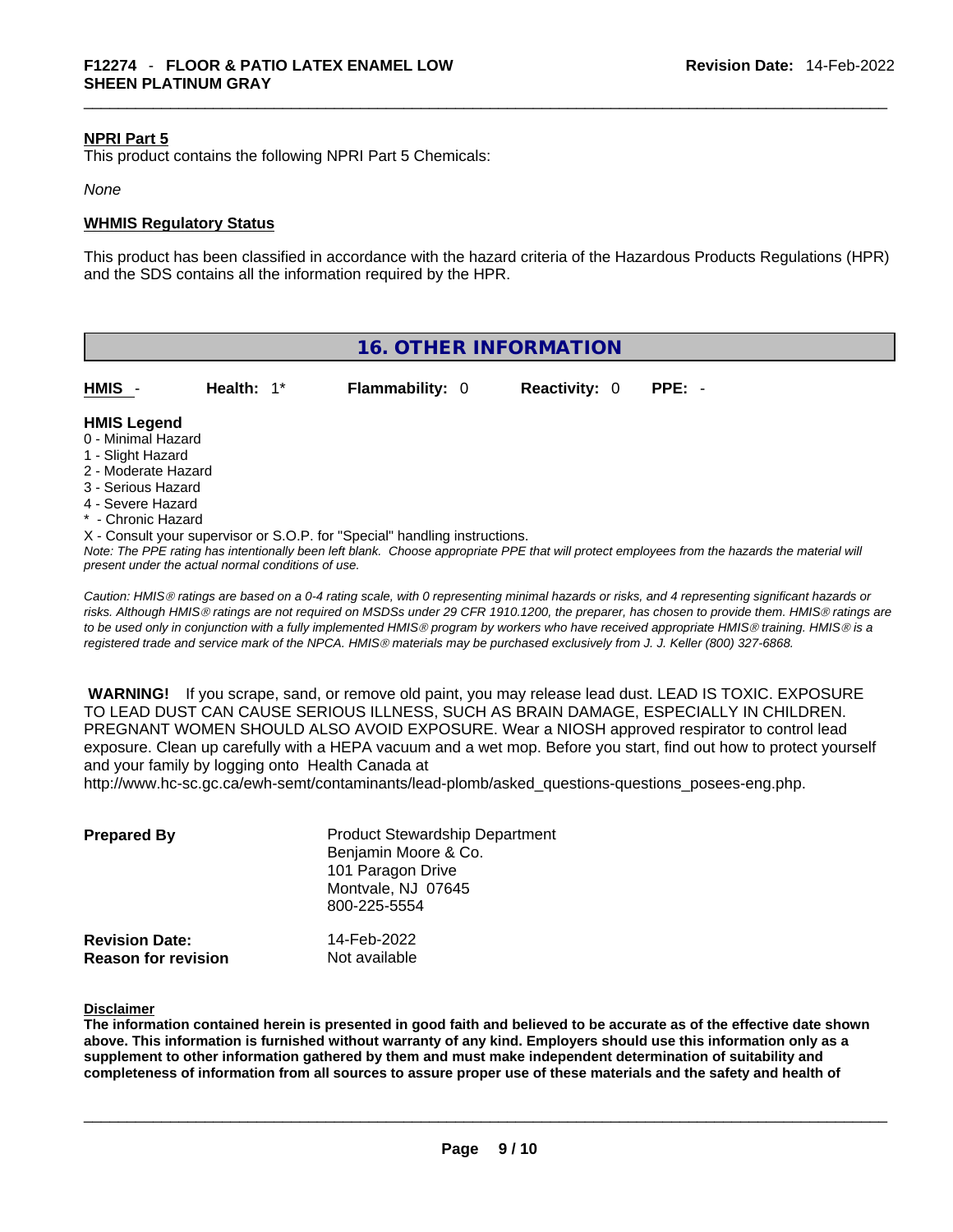**NPRI Part 5**

This product contains the following NPRI Part 5 Chemicals:

*None*

**WHMIS Regulatory Status**

This product has been classified in accordance with the hazard criteria of the Hazardous Products Regulations (HPR) and the SDS contains all the information required by the HPR.

## 16. OTHER INFORMATION

| HMIS - | Health: 1* | Flammability: 0 | Reactivity: 0 | PPE: - |
|---|---|---|---|---|

**HMIS Legend**

0 - Minimal Hazard
1 - Slight Hazard
2 - Moderate Hazard
3 - Serious Hazard
4 - Severe Hazard
* - Chronic Hazard
X - Consult your supervisor or S.O.P. for "Special" handling instructions.

*Note: The PPE rating has intentionally been left blank. Choose appropriate PPE that will protect employees from the hazards the material will present under the actual normal conditions of use.*

*Caution: HMIS® ratings are based on a 0-4 rating scale, with 0 representing minimal hazards or risks, and 4 representing significant hazards or risks. Although HMIS® ratings are not required on MSDSs under 29 CFR 1910.1200, the preparer, has chosen to provide them. HMIS® ratings are to be used only in conjunction with a fully implemented HMIS® program by workers who have received appropriate HMIS® training. HMIS® is a registered trade and service mark of the NPCA. HMIS® materials may be purchased exclusively from J. J. Keller (800) 327-6868.*

**WARNING!** If you scrape, sand, or remove old paint, you may release lead dust. LEAD IS TOXIC. EXPOSURE TO LEAD DUST CAN CAUSE SERIOUS ILLNESS, SUCH AS BRAIN DAMAGE, ESPECIALLY IN CHILDREN. PREGNANT WOMEN SHOULD ALSO AVOID EXPOSURE. Wear a NIOSH approved respirator to control lead exposure. Clean up carefully with a HEPA vacuum and a wet mop. Before you start, find out how to protect yourself and your family by logging onto Health Canada at http://www.hc-sc.gc.ca/ewh-semt/contaminants/lead-plomb/asked_questions-questions_posees-eng.php.

**Prepared By**
Product Stewardship Department
Benjamin Moore & Co.
101 Paragon Drive
Montvale, NJ 07645
800-225-5554

**Revision Date:** 14-Feb-2022
**Reason for revision** Not available

**Disclaimer**

**The information contained herein is presented in good faith and believed to be accurate as of the effective date shown above. This information is furnished without warranty of any kind. Employers should use this information only as a supplement to other information gathered by them and must make independent determination of suitability and completeness of information from all sources to assure proper use of these materials and the safety and health of**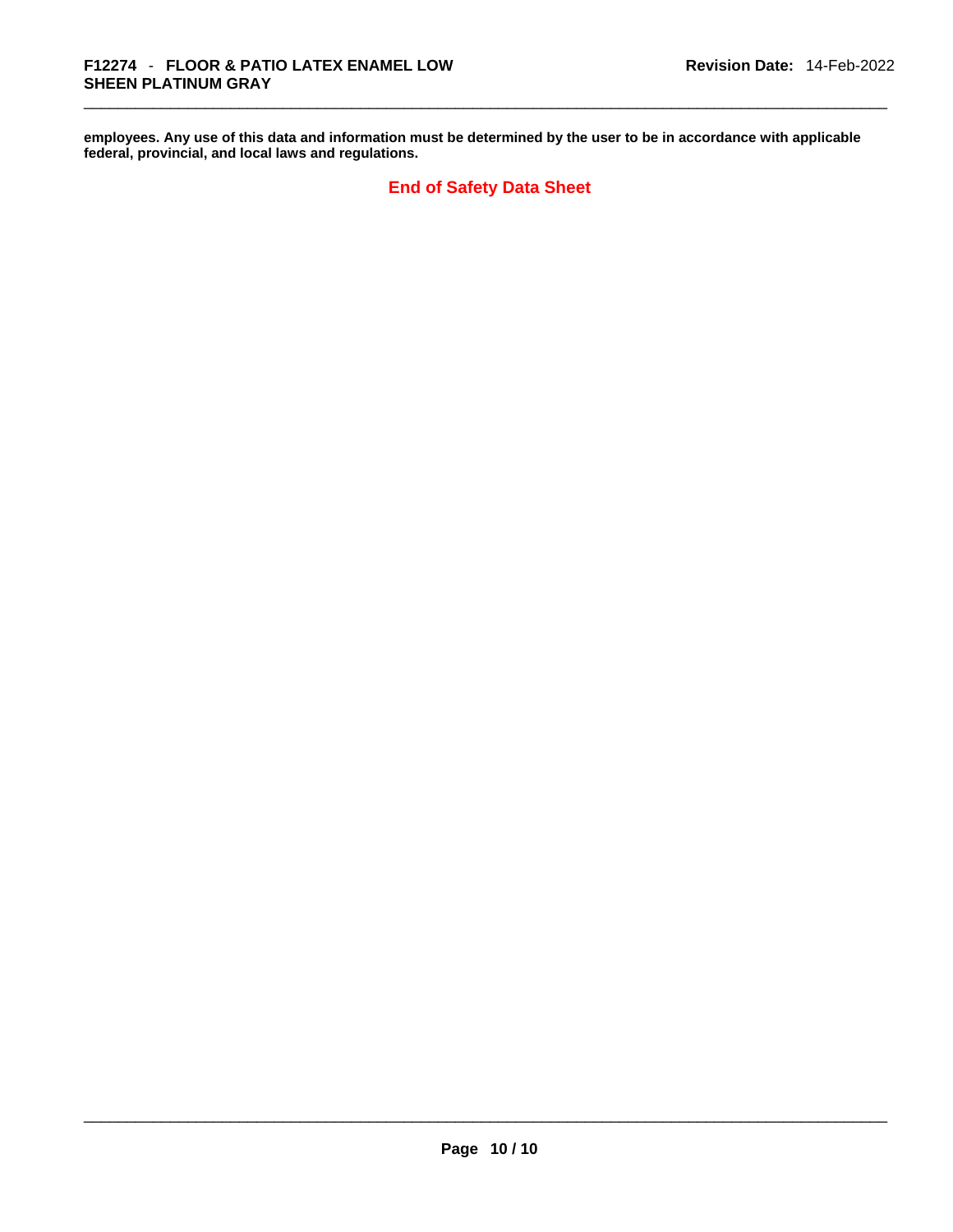**employees. Any use of this data and information must be determined by the user to be in accordance with applicable federal, provincial, and local laws and regulations.**

**End of Safety Data Sheet**